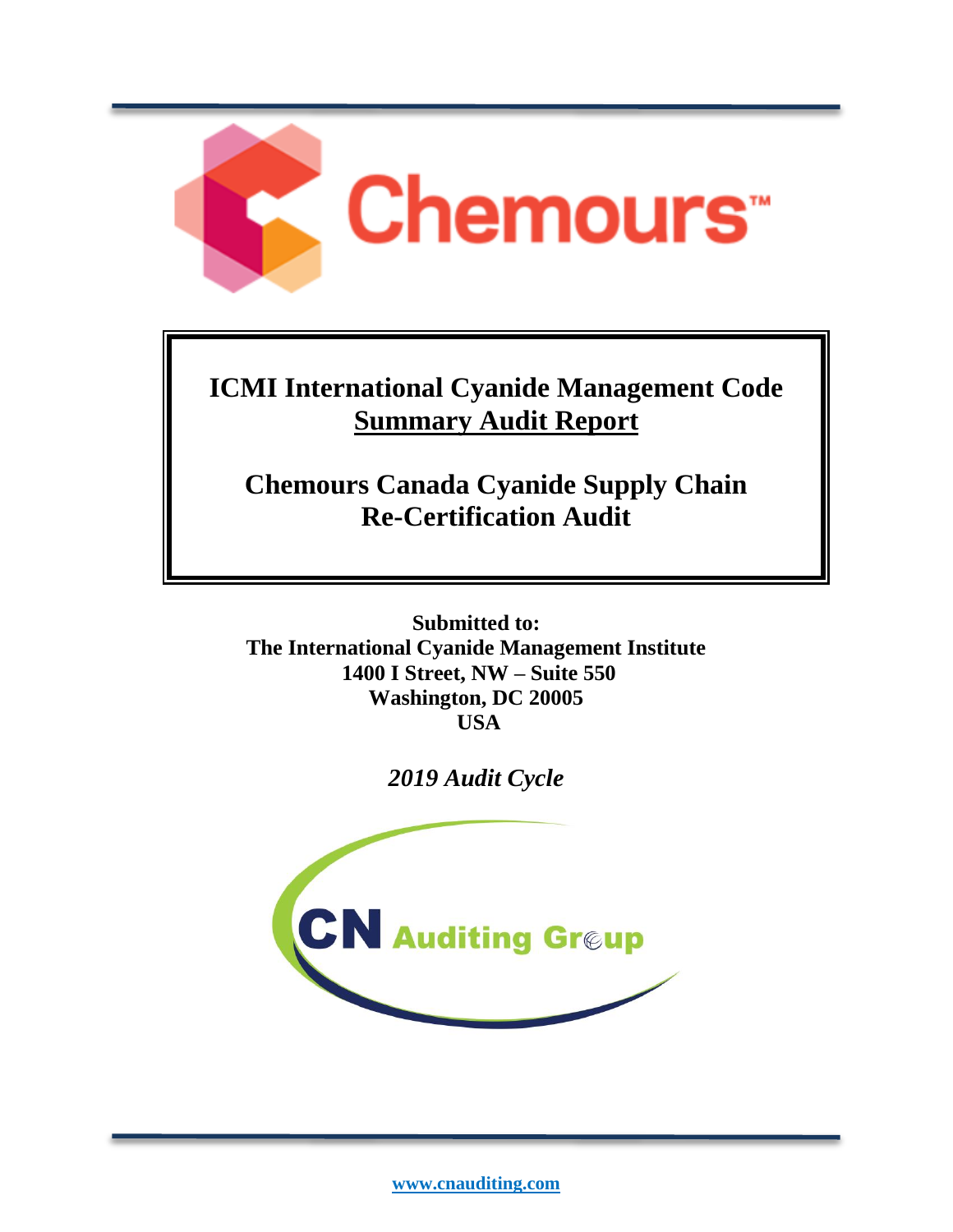Chemours™

# ICMI International Cyanide Management Code

## Summary Audit Report

# Chemours Canada Cyanide Supply Chain Re-Certification Audit

**Submitted to:**
**The International Cyanide Management Institute**
**1400 I Street, NW – Suite 550**
**Washington, DC 20005**
**USA**

*2019 Audit Cycle*

CN Auditing Group

www.cnauditing.com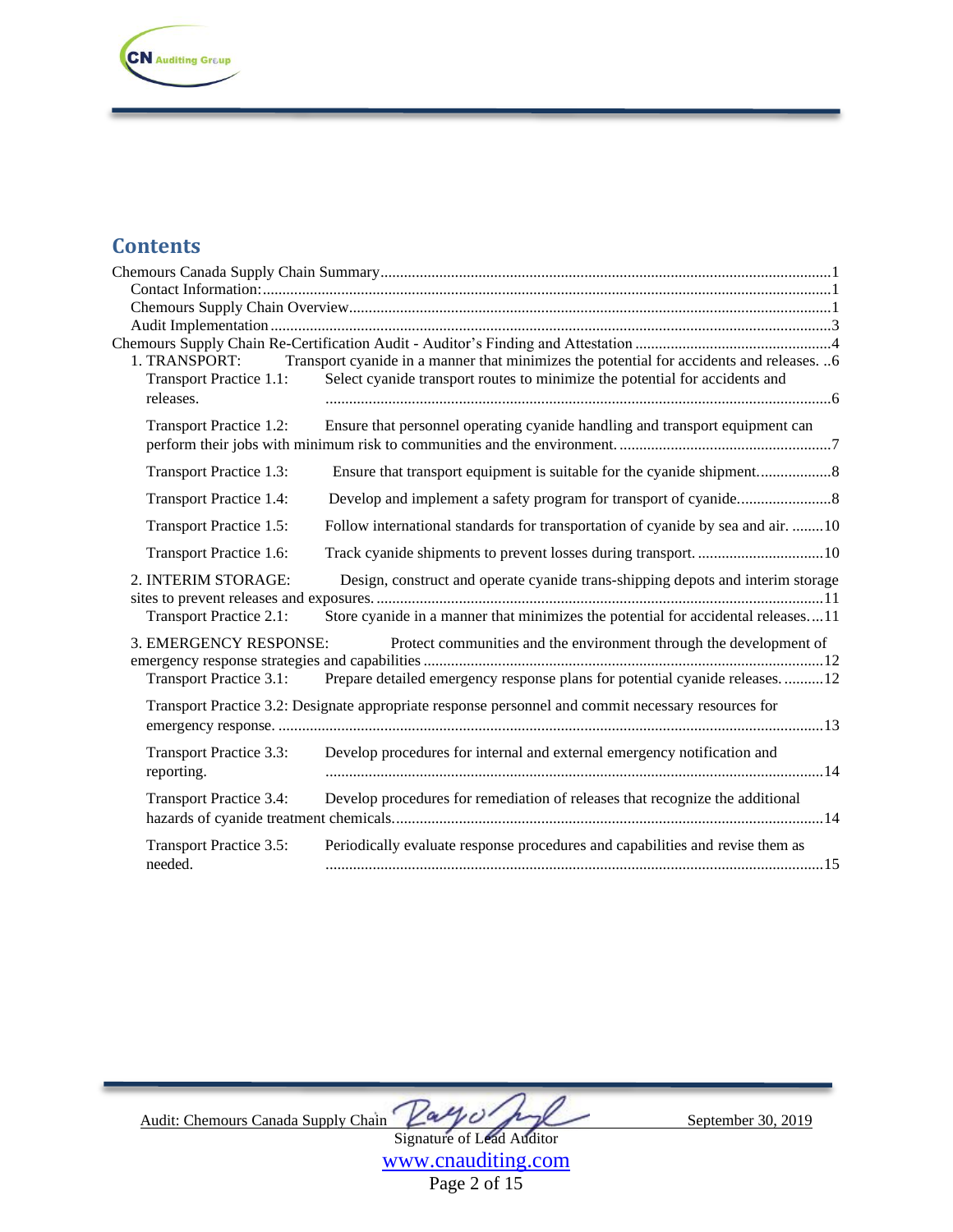## Contents

Chemours Canada Supply Chain Summary ....................................................................................................1

- Contact Information: ....................................................................................................1
- Chemours Supply Chain Overview ....................................................................................................1
- Audit Implementation ....................................................................................................3

Chemours Supply Chain Re-Certification Audit - Auditor's Finding and Attestation ....................................................................................................4

- 1. TRANSPORT: Transport cyanide in a manner that minimizes the potential for accidents and releases. ..6
  - Transport Practice 1.1: Select cyanide transport routes to minimize the potential for accidents and releases. ....................................................................................................6
  - Transport Practice 1.2: Ensure that personnel operating cyanide handling and transport equipment can perform their jobs with minimum risk to communities and the environment. ....................................................................................................7
  - Transport Practice 1.3: Ensure that transport equipment is suitable for the cyanide shipment. ....................................................................................................8
  - Transport Practice 1.4: Develop and implement a safety program for transport of cyanide. ....................................................................................................8
  - Transport Practice 1.5: Follow international standards for transportation of cyanide by sea and air. ........10
  - Transport Practice 1.6: Track cyanide shipments to prevent losses during transport. ....................................................................................................10
- 2. INTERIM STORAGE: Design, construct and operate cyanide trans-shipping depots and interim storage sites to prevent releases and exposures. ....................................................................................................11
  - Transport Practice 2.1: Store cyanide in a manner that minimizes the potential for accidental releases. ...11
- 3. EMERGENCY RESPONSE: Protect communities and the environment through the development of emergency response strategies and capabilities ....................................................................................................12
  - Transport Practice 3.1: Prepare detailed emergency response plans for potential cyanide releases. ..........12
  - Transport Practice 3.2: Designate appropriate response personnel and commit necessary resources for emergency response. ....................................................................................................13
  - Transport Practice 3.3: Develop procedures for internal and external emergency notification and reporting. ....................................................................................................14
  - Transport Practice 3.4: Develop procedures for remediation of releases that recognize the additional hazards of cyanide treatment chemicals. ....................................................................................................14
  - Transport Practice 3.5: Periodically evaluate response procedures and capabilities and revise them as needed. ....................................................................................................15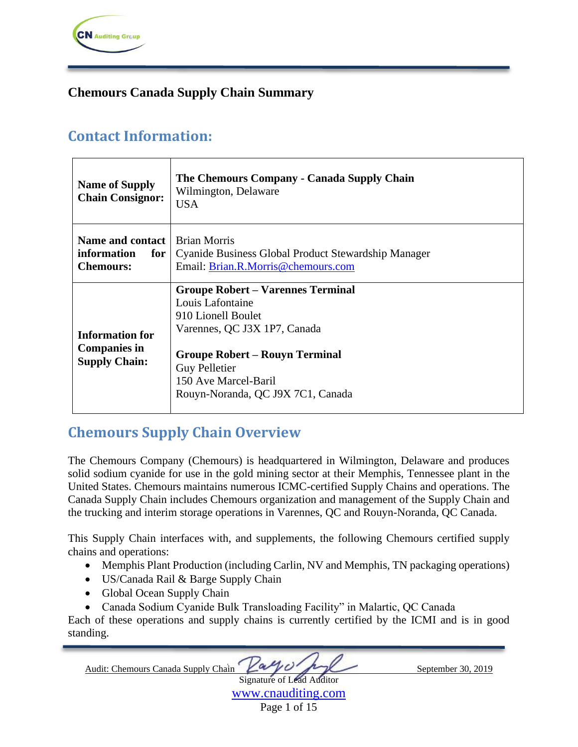## Chemours Canada Supply Chain Summary

## Contact Information:

| | |
|---|---|
| **Name of Supply Chain Consignor:** | **The Chemours Company - Canada Supply Chain**<br>Wilmington, Delaware<br>USA |
| **Name and contact information for Chemours:** | Brian Morris<br>Cyanide Business Global Product Stewardship Manager<br>Email: Brian.R.Morris@chemours.com |
| **Information for Companies in Supply Chain:** | **Groupe Robert – Varennes Terminal**<br>Louis Lafontaine<br>910 Lionell Boulet<br>Varennes, QC J3X 1P7, Canada<br><br>**Groupe Robert – Rouyn Terminal**<br>Guy Pelletier<br>150 Ave Marcel-Baril<br>Rouyn-Noranda, QC J9X 7C1, Canada |

## Chemours Supply Chain Overview

The Chemours Company (Chemours) is headquartered in Wilmington, Delaware and produces solid sodium cyanide for use in the gold mining sector at their Memphis, Tennessee plant in the United States. Chemours maintains numerous ICMC-certified Supply Chains and operations. The Canada Supply Chain includes Chemours organization and management of the Supply Chain and the trucking and interim storage operations in Varennes, QC and Rouyn-Noranda, QC Canada.

This Supply Chain interfaces with, and supplements, the following Chemours certified supply chains and operations:

- Memphis Plant Production (including Carlin, NV and Memphis, TN packaging operations)
- US/Canada Rail & Barge Supply Chain
- Global Ocean Supply Chain
- Canada Sodium Cyanide Bulk Transloading Facility" in Malartic, QC Canada

Each of these operations and supply chains is currently certified by the ICMI and is in good standing.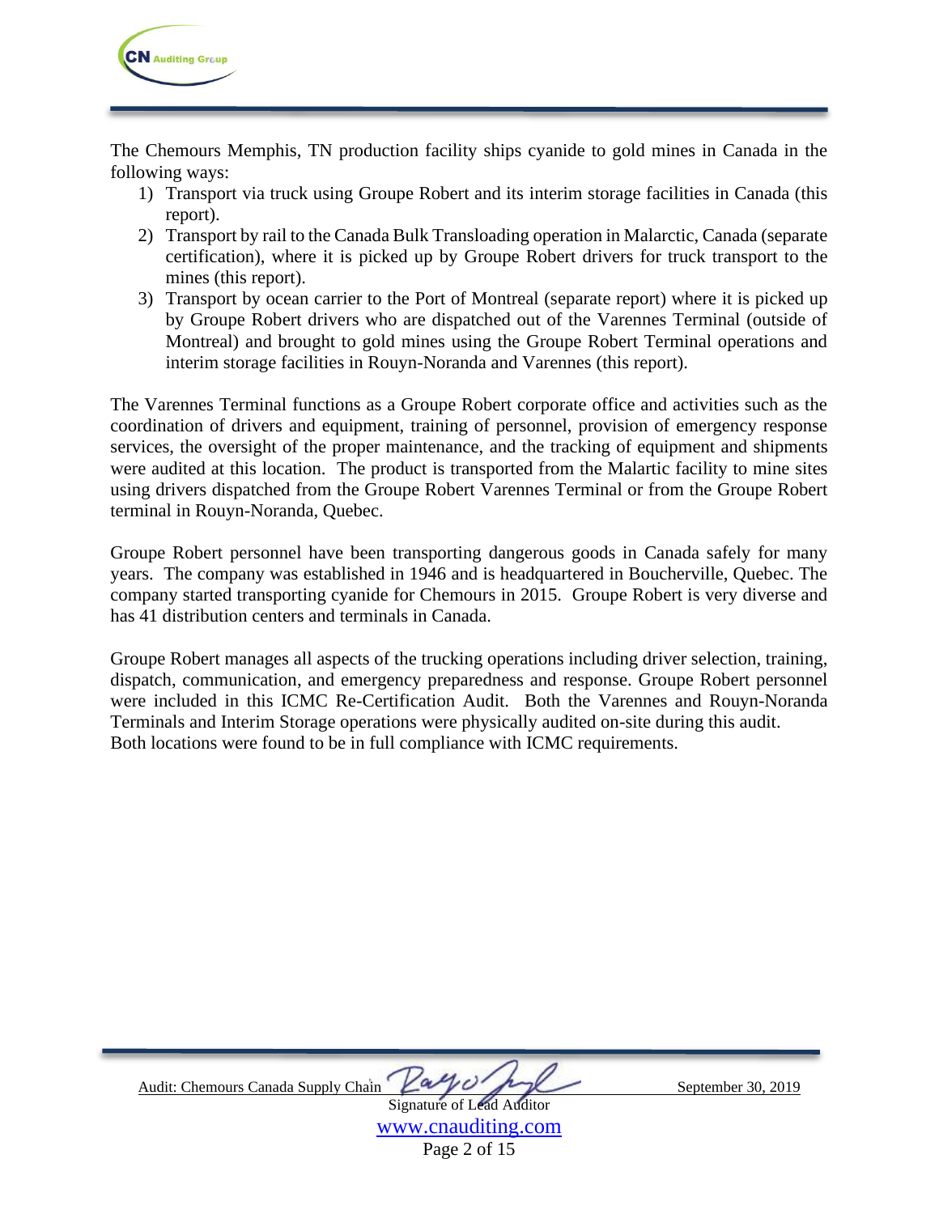The Chemours Memphis, TN production facility ships cyanide to gold mines in Canada in the following ways:

1) Transport via truck using Groupe Robert and its interim storage facilities in Canada (this report).
2) Transport by rail to the Canada Bulk Transloading operation in Malarctic, Canada (separate certification), where it is picked up by Groupe Robert drivers for truck transport to the mines (this report).
3) Transport by ocean carrier to the Port of Montreal (separate report) where it is picked up by Groupe Robert drivers who are dispatched out of the Varennes Terminal (outside of Montreal) and brought to gold mines using the Groupe Robert Terminal operations and interim storage facilities in Rouyn-Noranda and Varennes (this report).

The Varennes Terminal functions as a Groupe Robert corporate office and activities such as the coordination of drivers and equipment, training of personnel, provision of emergency response services, the oversight of the proper maintenance, and the tracking of equipment and shipments were audited at this location. The product is transported from the Malartic facility to mine sites using drivers dispatched from the Groupe Robert Varennes Terminal or from the Groupe Robert terminal in Rouyn-Noranda, Quebec.

Groupe Robert personnel have been transporting dangerous goods in Canada safely for many years. The company was established in 1946 and is headquartered in Boucherville, Quebec. The company started transporting cyanide for Chemours in 2015. Groupe Robert is very diverse and has 41 distribution centers and terminals in Canada.

Groupe Robert manages all aspects of the trucking operations including driver selection, training, dispatch, communication, and emergency preparedness and response. Groupe Robert personnel were included in this ICMC Re-Certification Audit. Both the Varennes and Rouyn-Noranda Terminals and Interim Storage operations were physically audited on-site during this audit. Both locations were found to be in full compliance with ICMC requirements.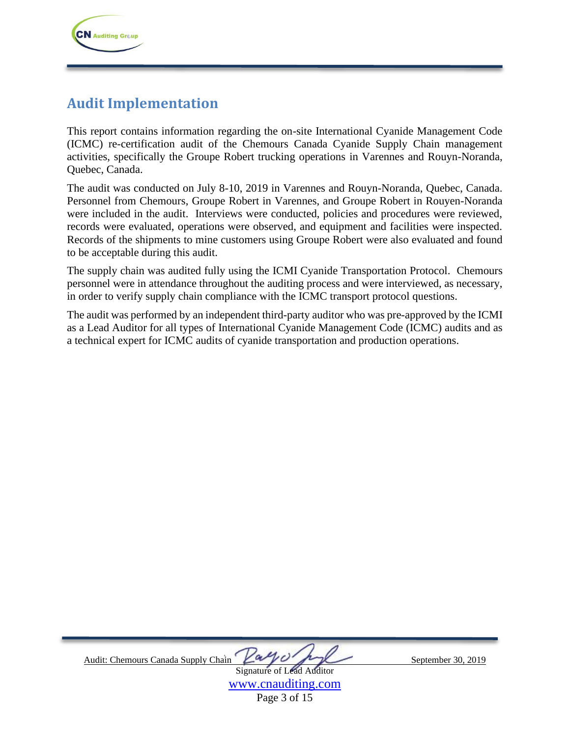## Audit Implementation

This report contains information regarding the on-site International Cyanide Management Code (ICMC) re-certification audit of the Chemours Canada Cyanide Supply Chain management activities, specifically the Groupe Robert trucking operations in Varennes and Rouyn-Noranda, Quebec, Canada.

The audit was conducted on July 8-10, 2019 in Varennes and Rouyn-Noranda, Quebec, Canada. Personnel from Chemours, Groupe Robert in Varennes, and Groupe Robert in Rouyen-Noranda were included in the audit. Interviews were conducted, policies and procedures were reviewed, records were evaluated, operations were observed, and equipment and facilities were inspected. Records of the shipments to mine customers using Groupe Robert were also evaluated and found to be acceptable during this audit.

The supply chain was audited fully using the ICMI Cyanide Transportation Protocol. Chemours personnel were in attendance throughout the auditing process and were interviewed, as necessary, in order to verify supply chain compliance with the ICMC transport protocol questions.

The audit was performed by an independent third-party auditor who was pre-approved by the ICMI as a Lead Auditor for all types of International Cyanide Management Code (ICMC) audits and as a technical expert for ICMC audits of cyanide transportation and production operations.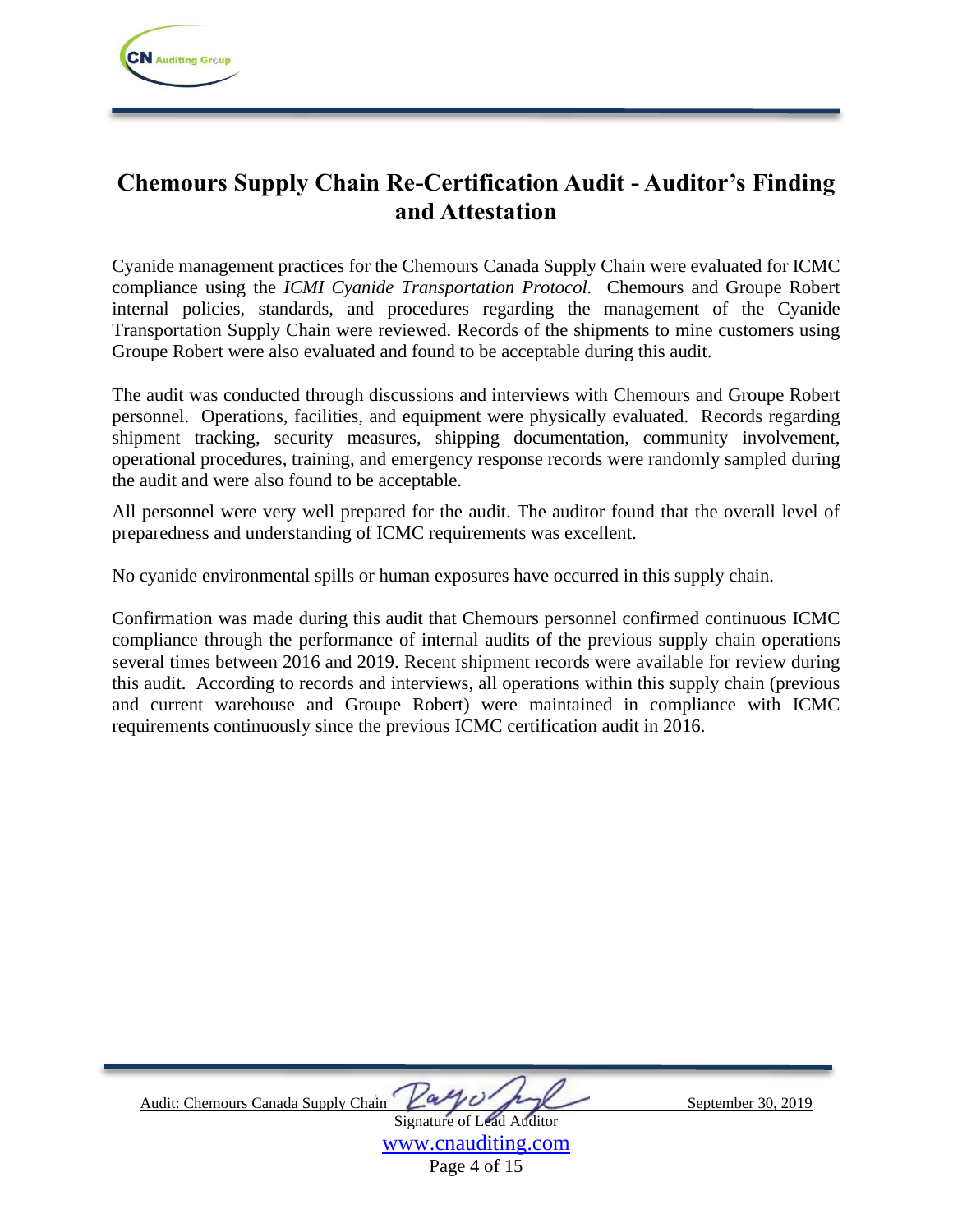# Chemours Supply Chain Re-Certification Audit - Auditor's Finding and Attestation

Cyanide management practices for the Chemours Canada Supply Chain were evaluated for ICMC compliance using the *ICMI Cyanide Transportation Protocol.* Chemours and Groupe Robert internal policies, standards, and procedures regarding the management of the Cyanide Transportation Supply Chain were reviewed. Records of the shipments to mine customers using Groupe Robert were also evaluated and found to be acceptable during this audit.

The audit was conducted through discussions and interviews with Chemours and Groupe Robert personnel. Operations, facilities, and equipment were physically evaluated. Records regarding shipment tracking, security measures, shipping documentation, community involvement, operational procedures, training, and emergency response records were randomly sampled during the audit and were also found to be acceptable.

All personnel were very well prepared for the audit. The auditor found that the overall level of preparedness and understanding of ICMC requirements was excellent.

No cyanide environmental spills or human exposures have occurred in this supply chain.

Confirmation was made during this audit that Chemours personnel confirmed continuous ICMC compliance through the performance of internal audits of the previous supply chain operations several times between 2016 and 2019. Recent shipment records were available for review during this audit. According to records and interviews, all operations within this supply chain (previous and current warehouse and Groupe Robert) were maintained in compliance with ICMC requirements continuously since the previous ICMC certification audit in 2016.

Audit: Chemours Canada Supply Chain ____________ September 30, 2019

Signature of Lead Auditor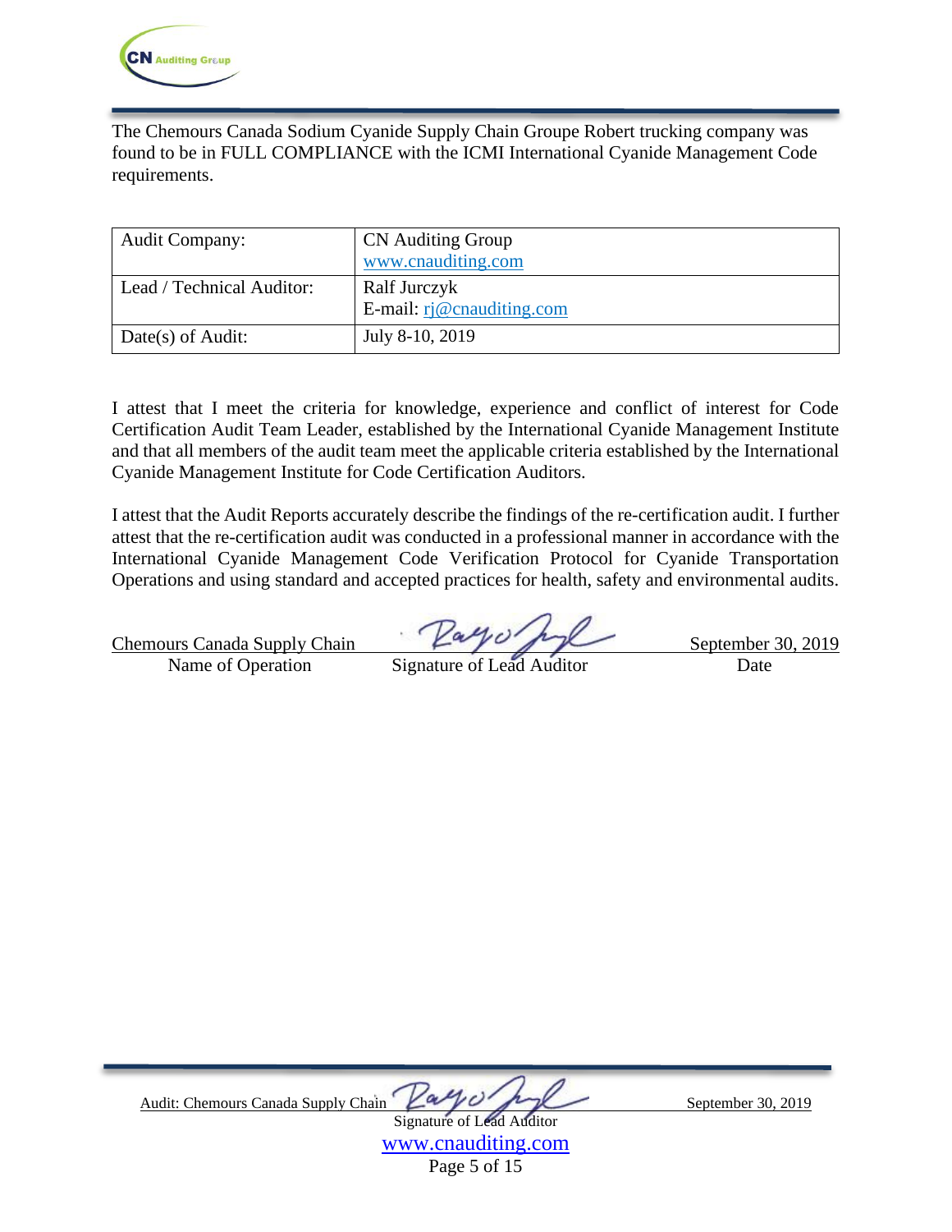The Chemours Canada Sodium Cyanide Supply Chain Groupe Robert trucking company was found to be in FULL COMPLIANCE with the ICMI International Cyanide Management Code requirements.

| Audit Company: | CN Auditing Group<br>www.cnauditing.com |
|---|---|
| Lead / Technical Auditor: | Ralf Jurczyk<br>E-mail: rj@cnauditing.com |
| Date(s) of Audit: | July 8-10, 2019 |

I attest that I meet the criteria for knowledge, experience and conflict of interest for Code Certification Audit Team Leader, established by the International Cyanide Management Institute and that all members of the audit team meet the applicable criteria established by the International Cyanide Management Institute for Code Certification Auditors.

I attest that the Audit Reports accurately describe the findings of the re-certification audit. I further attest that the re-certification audit was conducted in a professional manner in accordance with the International Cyanide Management Code Verification Protocol for Cyanide Transportation Operations and using standard and accepted practices for health, safety and environmental audits.

| Chemours Canada Supply Chain | [Signature] | September 30, 2019 |
|---|---|---|
| Name of Operation | Signature of Lead Auditor | Date |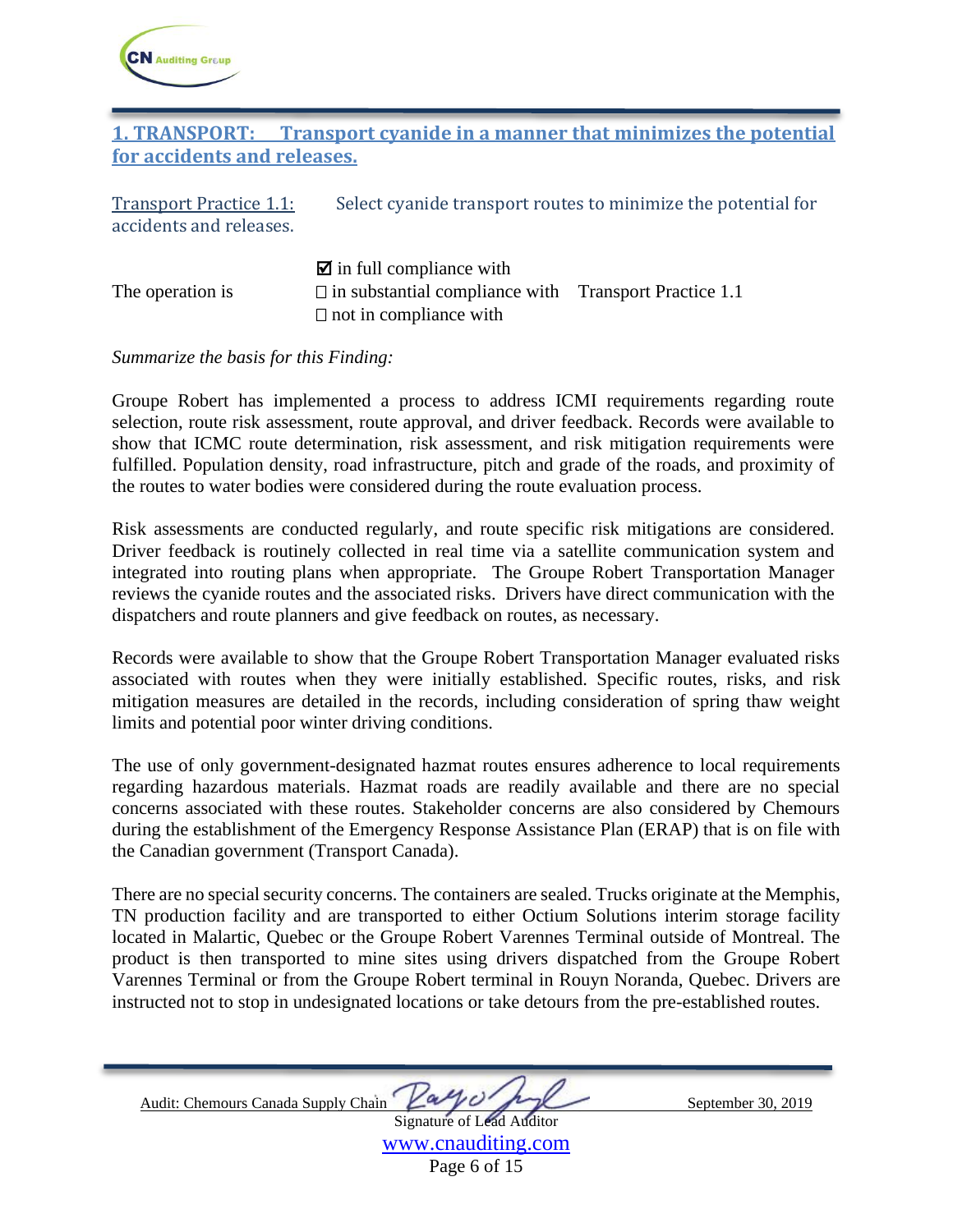## 1. TRANSPORT: Transport cyanide in a manner that minimizes the potential for accidents and releases.

Transport Practice 1.1: Select cyanide transport routes to minimize the potential for accidents and releases.

The operation is

- ☑ in full compliance with
- ☐ in substantial compliance with
- ☐ not in compliance with

Transport Practice 1.1

*Summarize the basis for this Finding:*

Groupe Robert has implemented a process to address ICMI requirements regarding route selection, route risk assessment, route approval, and driver feedback. Records were available to show that ICMC route determination, risk assessment, and risk mitigation requirements were fulfilled. Population density, road infrastructure, pitch and grade of the roads, and proximity of the routes to water bodies were considered during the route evaluation process.

Risk assessments are conducted regularly, and route specific risk mitigations are considered. Driver feedback is routinely collected in real time via a satellite communication system and integrated into routing plans when appropriate. The Groupe Robert Transportation Manager reviews the cyanide routes and the associated risks. Drivers have direct communication with the dispatchers and route planners and give feedback on routes, as necessary.

Records were available to show that the Groupe Robert Transportation Manager evaluated risks associated with routes when they were initially established. Specific routes, risks, and risk mitigation measures are detailed in the records, including consideration of spring thaw weight limits and potential poor winter driving conditions.

The use of only government-designated hazmat routes ensures adherence to local requirements regarding hazardous materials. Hazmat roads are readily available and there are no special concerns associated with these routes. Stakeholder concerns are also considered by Chemours during the establishment of the Emergency Response Assistance Plan (ERAP) that is on file with the Canadian government (Transport Canada).

There are no special security concerns. The containers are sealed. Trucks originate at the Memphis, TN production facility and are transported to either Octium Solutions interim storage facility located in Malartic, Quebec or the Groupe Robert Varennes Terminal outside of Montreal. The product is then transported to mine sites using drivers dispatched from the Groupe Robert Varennes Terminal or from the Groupe Robert terminal in Rouyn Noranda, Quebec. Drivers are instructed not to stop in undesignated locations or take detours from the pre-established routes.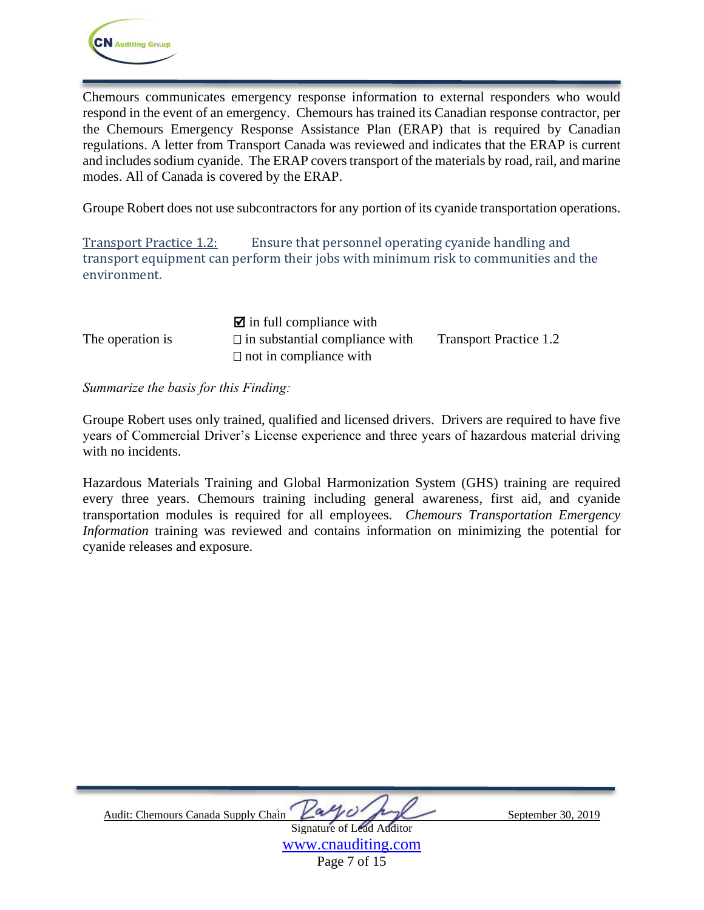Chemours communicates emergency response information to external responders who would respond in the event of an emergency. Chemours has trained its Canadian response contractor, per the Chemours Emergency Response Assistance Plan (ERAP) that is required by Canadian regulations. A letter from Transport Canada was reviewed and indicates that the ERAP is current and includes sodium cyanide. The ERAP covers transport of the materials by road, rail, and marine modes. All of Canada is covered by the ERAP.

Groupe Robert does not use subcontractors for any portion of its cyanide transportation operations.

Transport Practice 1.2: Ensure that personnel operating cyanide handling and transport equipment can perform their jobs with minimum risk to communities and the environment.

| The operation is | ☑ in full compliance with<br>☐ in substantial compliance with<br>☐ not in compliance with | Transport Practice 1.2 |
|---|---|---|

*Summarize the basis for this Finding:*

Groupe Robert uses only trained, qualified and licensed drivers. Drivers are required to have five years of Commercial Driver's License experience and three years of hazardous material driving with no incidents.

Hazardous Materials Training and Global Harmonization System (GHS) training are required every three years. Chemours training including general awareness, first aid, and cyanide transportation modules is required for all employees. *Chemours Transportation Emergency Information* training was reviewed and contains information on minimizing the potential for cyanide releases and exposure.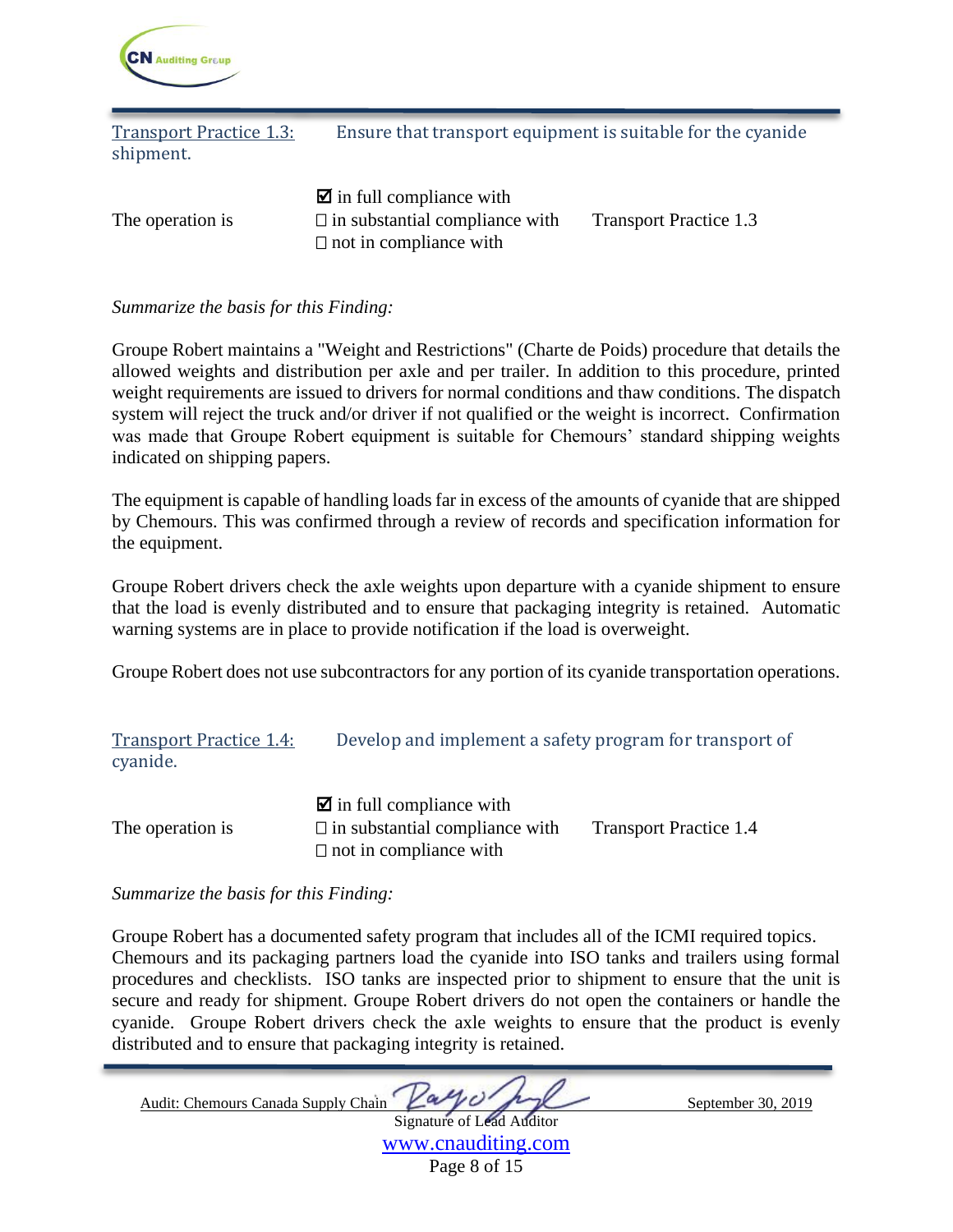Transport Practice 1.3: Ensure that transport equipment is suitable for the cyanide shipment.

The operation is

☑ in full compliance with
☐ in substantial compliance with
☐ not in compliance with

Transport Practice 1.3

*Summarize the basis for this Finding:*

Groupe Robert maintains a "Weight and Restrictions" (Charte de Poids) procedure that details the allowed weights and distribution per axle and per trailer. In addition to this procedure, printed weight requirements are issued to drivers for normal conditions and thaw conditions. The dispatch system will reject the truck and/or driver if not qualified or the weight is incorrect. Confirmation was made that Groupe Robert equipment is suitable for Chemours' standard shipping weights indicated on shipping papers.

The equipment is capable of handling loads far in excess of the amounts of cyanide that are shipped by Chemours. This was confirmed through a review of records and specification information for the equipment.

Groupe Robert drivers check the axle weights upon departure with a cyanide shipment to ensure that the load is evenly distributed and to ensure that packaging integrity is retained. Automatic warning systems are in place to provide notification if the load is overweight.

Groupe Robert does not use subcontractors for any portion of its cyanide transportation operations.

Transport Practice 1.4: Develop and implement a safety program for transport of cyanide.

The operation is

☑ in full compliance with
☐ in substantial compliance with
☐ not in compliance with

Transport Practice 1.4

*Summarize the basis for this Finding:*

Groupe Robert has a documented safety program that includes all of the ICMI required topics. Chemours and its packaging partners load the cyanide into ISO tanks and trailers using formal procedures and checklists. ISO tanks are inspected prior to shipment to ensure that the unit is secure and ready for shipment. Groupe Robert drivers do not open the containers or handle the cyanide. Groupe Robert drivers check the axle weights to ensure that the product is evenly distributed and to ensure that packaging integrity is retained.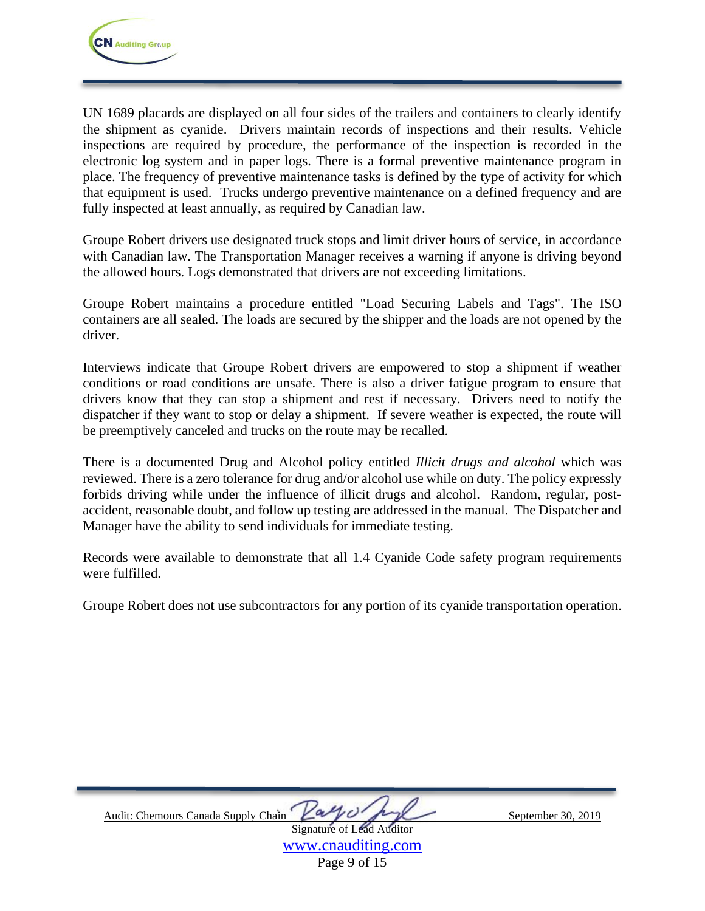UN 1689 placards are displayed on all four sides of the trailers and containers to clearly identify the shipment as cyanide. Drivers maintain records of inspections and their results. Vehicle inspections are required by procedure, the performance of the inspection is recorded in the electronic log system and in paper logs. There is a formal preventive maintenance program in place. The frequency of preventive maintenance tasks is defined by the type of activity for which that equipment is used. Trucks undergo preventive maintenance on a defined frequency and are fully inspected at least annually, as required by Canadian law.

Groupe Robert drivers use designated truck stops and limit driver hours of service, in accordance with Canadian law. The Transportation Manager receives a warning if anyone is driving beyond the allowed hours. Logs demonstrated that drivers are not exceeding limitations.

Groupe Robert maintains a procedure entitled "Load Securing Labels and Tags". The ISO containers are all sealed. The loads are secured by the shipper and the loads are not opened by the driver.

Interviews indicate that Groupe Robert drivers are empowered to stop a shipment if weather conditions or road conditions are unsafe. There is also a driver fatigue program to ensure that drivers know that they can stop a shipment and rest if necessary. Drivers need to notify the dispatcher if they want to stop or delay a shipment. If severe weather is expected, the route will be preemptively canceled and trucks on the route may be recalled.

There is a documented Drug and Alcohol policy entitled *Illicit drugs and alcohol* which was reviewed. There is a zero tolerance for drug and/or alcohol use while on duty. The policy expressly forbids driving while under the influence of illicit drugs and alcohol. Random, regular, post-accident, reasonable doubt, and follow up testing are addressed in the manual. The Dispatcher and Manager have the ability to send individuals for immediate testing.

Records were available to demonstrate that all 1.4 Cyanide Code safety program requirements were fulfilled.

Groupe Robert does not use subcontractors for any portion of its cyanide transportation operation.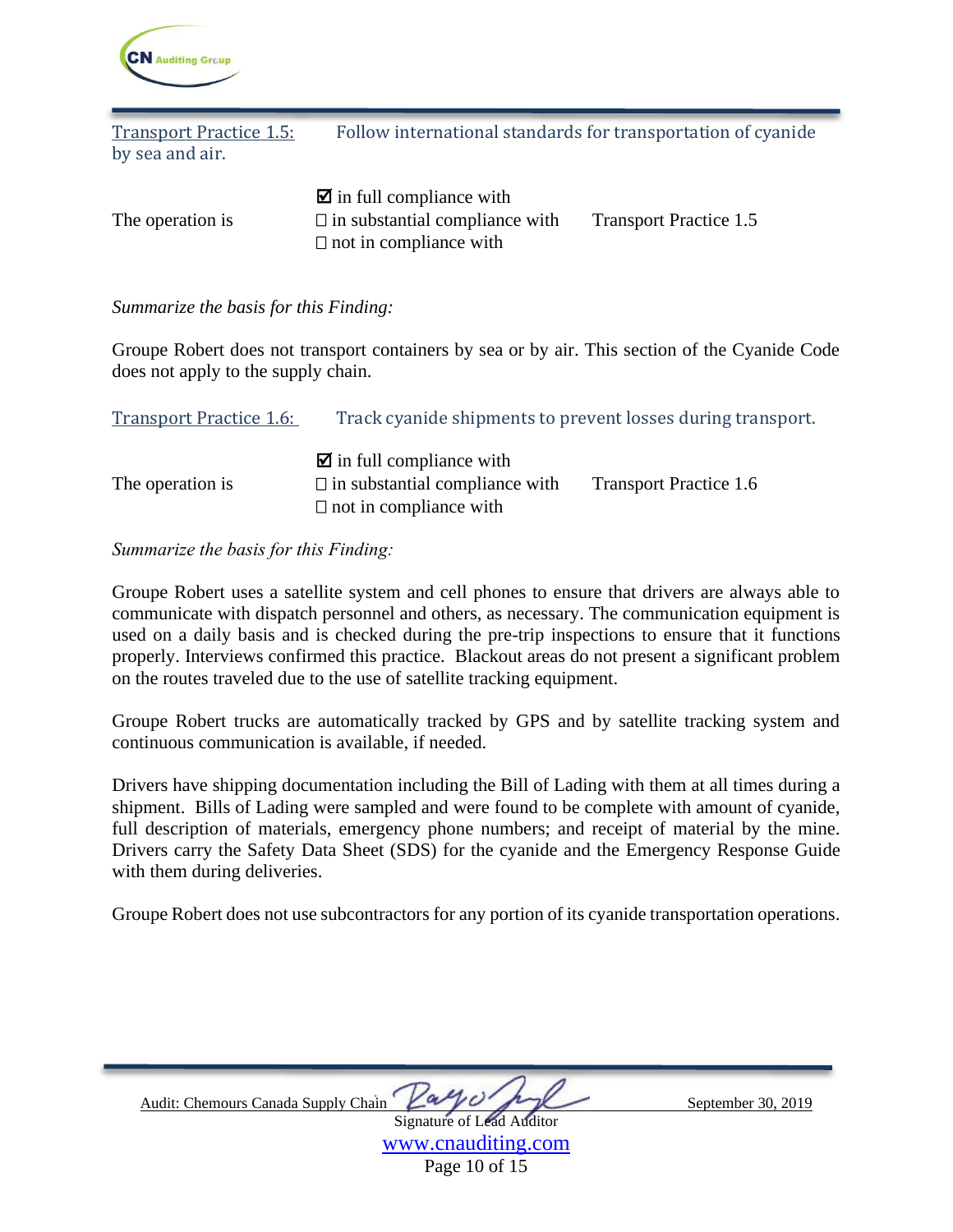Transport Practice 1.5: Follow international standards for transportation of cyanide by sea and air.

The operation is

- ☑ in full compliance with
- ☐ in substantial compliance with
- ☐ not in compliance with

Transport Practice 1.5

*Summarize the basis for this Finding:*

Groupe Robert does not transport containers by sea or by air. This section of the Cyanide Code does not apply to the supply chain.

Transport Practice 1.6: Track cyanide shipments to prevent losses during transport.

The operation is

- ☑ in full compliance with
- ☐ in substantial compliance with
- ☐ not in compliance with

Transport Practice 1.6

*Summarize the basis for this Finding:*

Groupe Robert uses a satellite system and cell phones to ensure that drivers are always able to communicate with dispatch personnel and others, as necessary. The communication equipment is used on a daily basis and is checked during the pre-trip inspections to ensure that it functions properly. Interviews confirmed this practice. Blackout areas do not present a significant problem on the routes traveled due to the use of satellite tracking equipment.

Groupe Robert trucks are automatically tracked by GPS and by satellite tracking system and continuous communication is available, if needed.

Drivers have shipping documentation including the Bill of Lading with them at all times during a shipment. Bills of Lading were sampled and were found to be complete with amount of cyanide, full description of materials, emergency phone numbers; and receipt of material by the mine. Drivers carry the Safety Data Sheet (SDS) for the cyanide and the Emergency Response Guide with them during deliveries.

Groupe Robert does not use subcontractors for any portion of its cyanide transportation operations.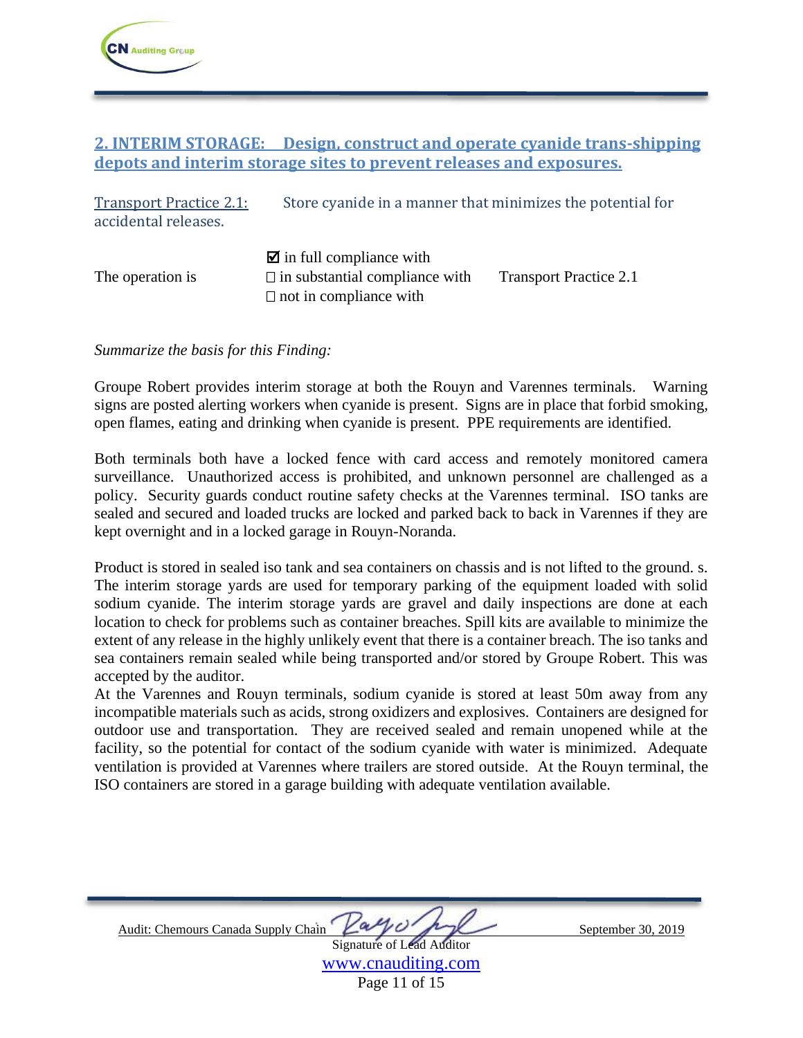## 2. INTERIM STORAGE: Design, construct and operate cyanide trans-shipping depots and interim storage sites to prevent releases and exposures.

Transport Practice 2.1: Store cyanide in a manner that minimizes the potential for accidental releases.

| | | |
|---|---|---|
| The operation is | ☑ in full compliance with<br>☐ in substantial compliance with<br>☐ not in compliance with | Transport Practice 2.1 |

*Summarize the basis for this Finding:*

Groupe Robert provides interim storage at both the Rouyn and Varennes terminals. Warning signs are posted alerting workers when cyanide is present. Signs are in place that forbid smoking, open flames, eating and drinking when cyanide is present. PPE requirements are identified.

Both terminals both have a locked fence with card access and remotely monitored camera surveillance. Unauthorized access is prohibited, and unknown personnel are challenged as a policy. Security guards conduct routine safety checks at the Varennes terminal. ISO tanks are sealed and secured and loaded trucks are locked and parked back to back in Varennes if they are kept overnight and in a locked garage in Rouyn-Noranda.

Product is stored in sealed iso tank and sea containers on chassis and is not lifted to the ground. s. The interim storage yards are used for temporary parking of the equipment loaded with solid sodium cyanide. The interim storage yards are gravel and daily inspections are done at each location to check for problems such as container breaches. Spill kits are available to minimize the extent of any release in the highly unlikely event that there is a container breach. The iso tanks and sea containers remain sealed while being transported and/or stored by Groupe Robert. This was accepted by the auditor.

At the Varennes and Rouyn terminals, sodium cyanide is stored at least 50m away from any incompatible materials such as acids, strong oxidizers and explosives. Containers are designed for outdoor use and transportation. They are received sealed and remain unopened while at the facility, so the potential for contact of the sodium cyanide with water is minimized. Adequate ventilation is provided at Varennes where trailers are stored outside. At the Rouyn terminal, the ISO containers are stored in a garage building with adequate ventilation available.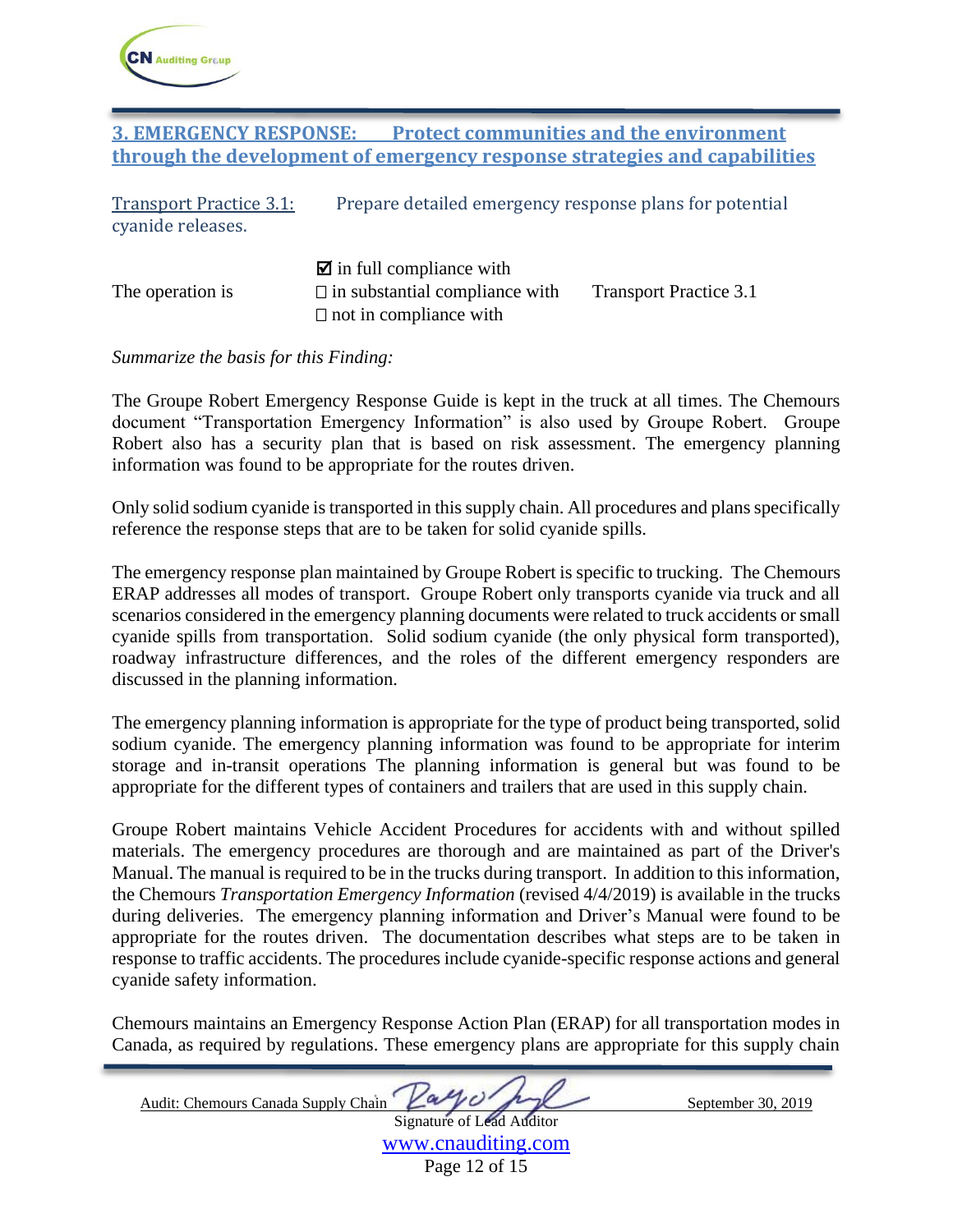## 3. EMERGENCY RESPONSE: Protect communities and the environment through the development of emergency response strategies and capabilities

Transport Practice 3.1: Prepare detailed emergency response plans for potential cyanide releases.

The operation is

☑ in full compliance with
☐ in substantial compliance with
☐ not in compliance with

Transport Practice 3.1

*Summarize the basis for this Finding:*

The Groupe Robert Emergency Response Guide is kept in the truck at all times. The Chemours document "Transportation Emergency Information" is also used by Groupe Robert. Groupe Robert also has a security plan that is based on risk assessment. The emergency planning information was found to be appropriate for the routes driven.

Only solid sodium cyanide is transported in this supply chain. All procedures and plans specifically reference the response steps that are to be taken for solid cyanide spills.

The emergency response plan maintained by Groupe Robert is specific to trucking. The Chemours ERAP addresses all modes of transport. Groupe Robert only transports cyanide via truck and all scenarios considered in the emergency planning documents were related to truck accidents or small cyanide spills from transportation. Solid sodium cyanide (the only physical form transported), roadway infrastructure differences, and the roles of the different emergency responders are discussed in the planning information.

The emergency planning information is appropriate for the type of product being transported, solid sodium cyanide. The emergency planning information was found to be appropriate for interim storage and in-transit operations The planning information is general but was found to be appropriate for the different types of containers and trailers that are used in this supply chain.

Groupe Robert maintains Vehicle Accident Procedures for accidents with and without spilled materials. The emergency procedures are thorough and are maintained as part of the Driver's Manual. The manual is required to be in the trucks during transport. In addition to this information, the Chemours *Transportation Emergency Information* (revised 4/4/2019) is available in the trucks during deliveries. The emergency planning information and Driver's Manual were found to be appropriate for the routes driven. The documentation describes what steps are to be taken in response to traffic accidents. The procedures include cyanide-specific response actions and general cyanide safety information.

Chemours maintains an Emergency Response Action Plan (ERAP) for all transportation modes in Canada, as required by regulations. These emergency plans are appropriate for this supply chain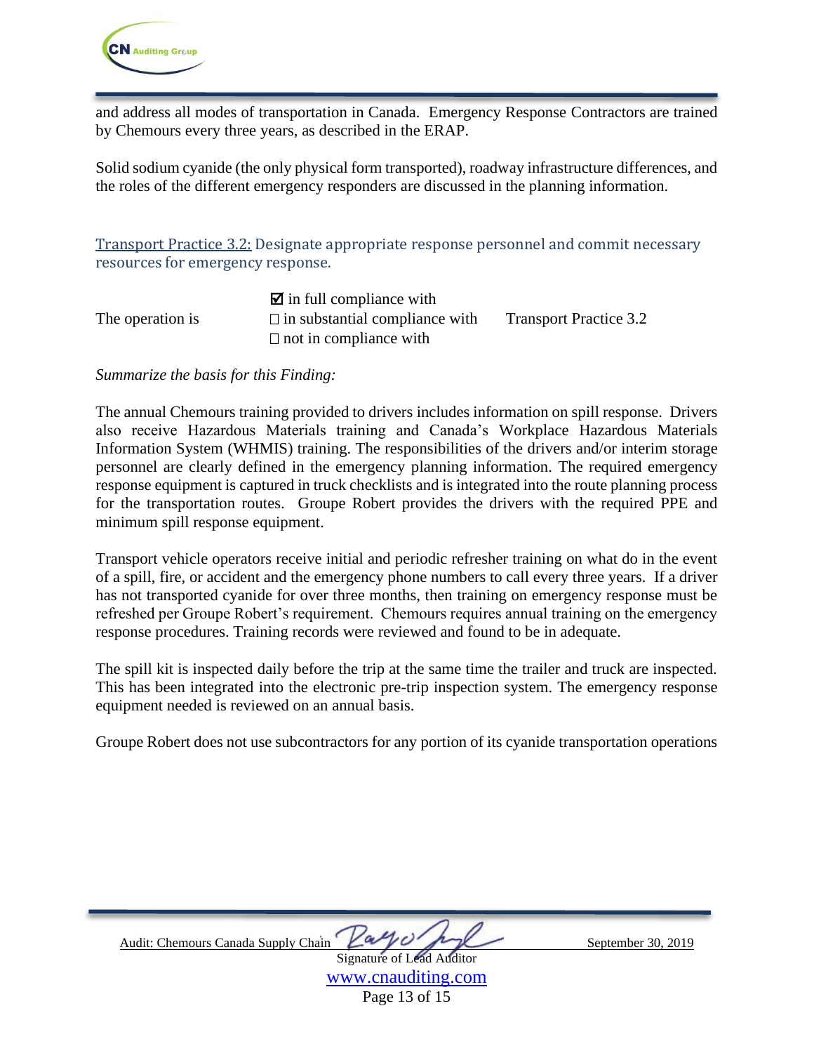and address all modes of transportation in Canada. Emergency Response Contractors are trained by Chemours every three years, as described in the ERAP.

Solid sodium cyanide (the only physical form transported), roadway infrastructure differences, and the roles of the different emergency responders are discussed in the planning information.

### Transport Practice 3.2: Designate appropriate response personnel and commit necessary resources for emergency response.

| | | |
|---|---|---|
| | ☑ in full compliance with | |
| The operation is | ☐ in substantial compliance with | Transport Practice 3.2 |
| | ☐ not in compliance with | |

*Summarize the basis for this Finding:*

The annual Chemours training provided to drivers includes information on spill response. Drivers also receive Hazardous Materials training and Canada's Workplace Hazardous Materials Information System (WHMIS) training. The responsibilities of the drivers and/or interim storage personnel are clearly defined in the emergency planning information. The required emergency response equipment is captured in truck checklists and is integrated into the route planning process for the transportation routes. Groupe Robert provides the drivers with the required PPE and minimum spill response equipment.

Transport vehicle operators receive initial and periodic refresher training on what do in the event of a spill, fire, or accident and the emergency phone numbers to call every three years. If a driver has not transported cyanide for over three months, then training on emergency response must be refreshed per Groupe Robert's requirement. Chemours requires annual training on the emergency response procedures. Training records were reviewed and found to be in adequate.

The spill kit is inspected daily before the trip at the same time the trailer and truck are inspected. This has been integrated into the electronic pre-trip inspection system. The emergency response equipment needed is reviewed on an annual basis.

Groupe Robert does not use subcontractors for any portion of its cyanide transportation operations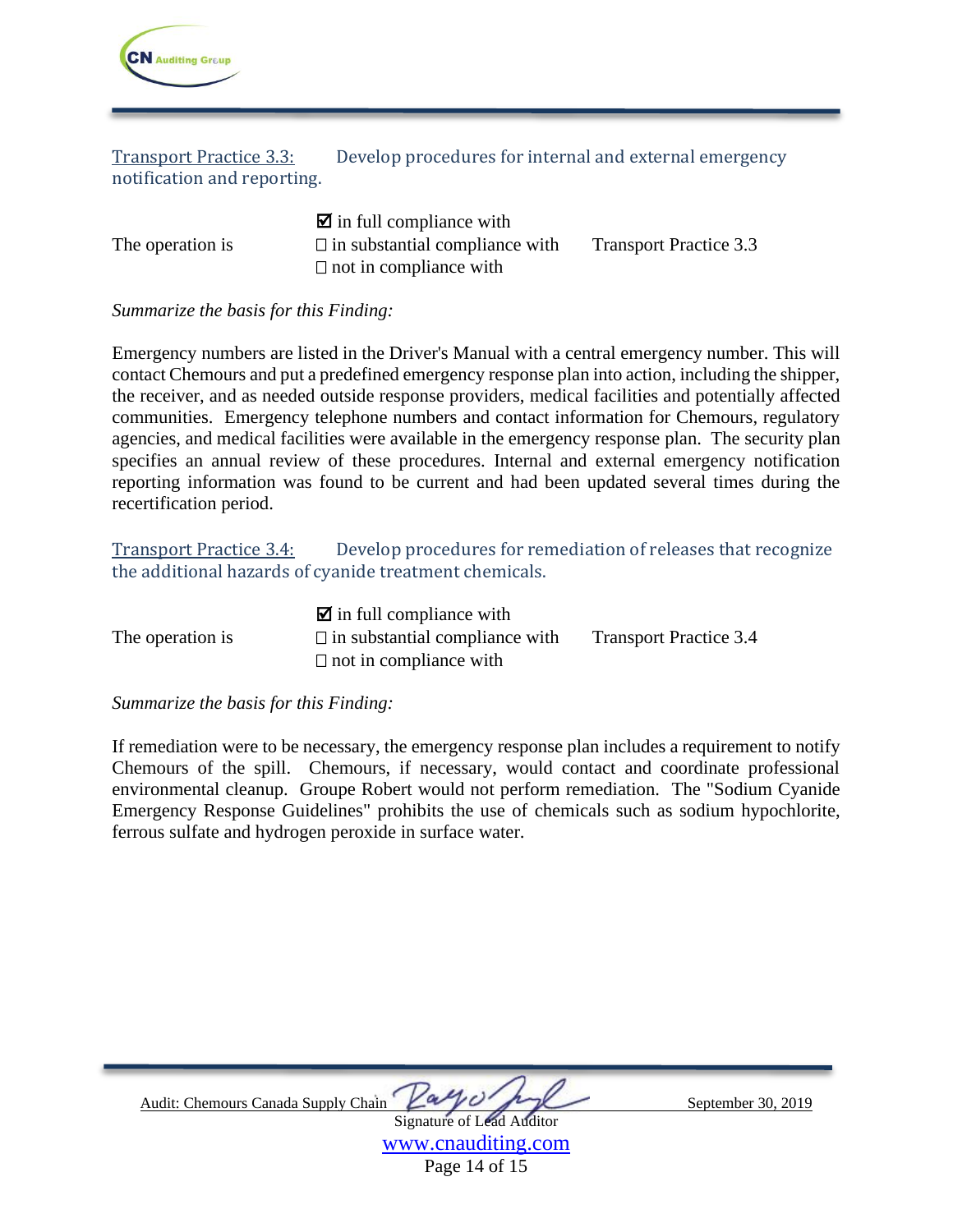Transport Practice 3.3: Develop procedures for internal and external emergency notification and reporting.

The operation is
☑ in full compliance with
☐ in substantial compliance with
☐ not in compliance with
Transport Practice 3.3

*Summarize the basis for this Finding:*

Emergency numbers are listed in the Driver's Manual with a central emergency number. This will contact Chemours and put a predefined emergency response plan into action, including the shipper, the receiver, and as needed outside response providers, medical facilities and potentially affected communities. Emergency telephone numbers and contact information for Chemours, regulatory agencies, and medical facilities were available in the emergency response plan. The security plan specifies an annual review of these procedures. Internal and external emergency notification reporting information was found to be current and had been updated several times during the recertification period.

Transport Practice 3.4: Develop procedures for remediation of releases that recognize the additional hazards of cyanide treatment chemicals.

The operation is
☑ in full compliance with
☐ in substantial compliance with
☐ not in compliance with
Transport Practice 3.4

*Summarize the basis for this Finding:*

If remediation were to be necessary, the emergency response plan includes a requirement to notify Chemours of the spill. Chemours, if necessary, would contact and coordinate professional environmental cleanup. Groupe Robert would not perform remediation. The "Sodium Cyanide Emergency Response Guidelines" prohibits the use of chemicals such as sodium hypochlorite, ferrous sulfate and hydrogen peroxide in surface water.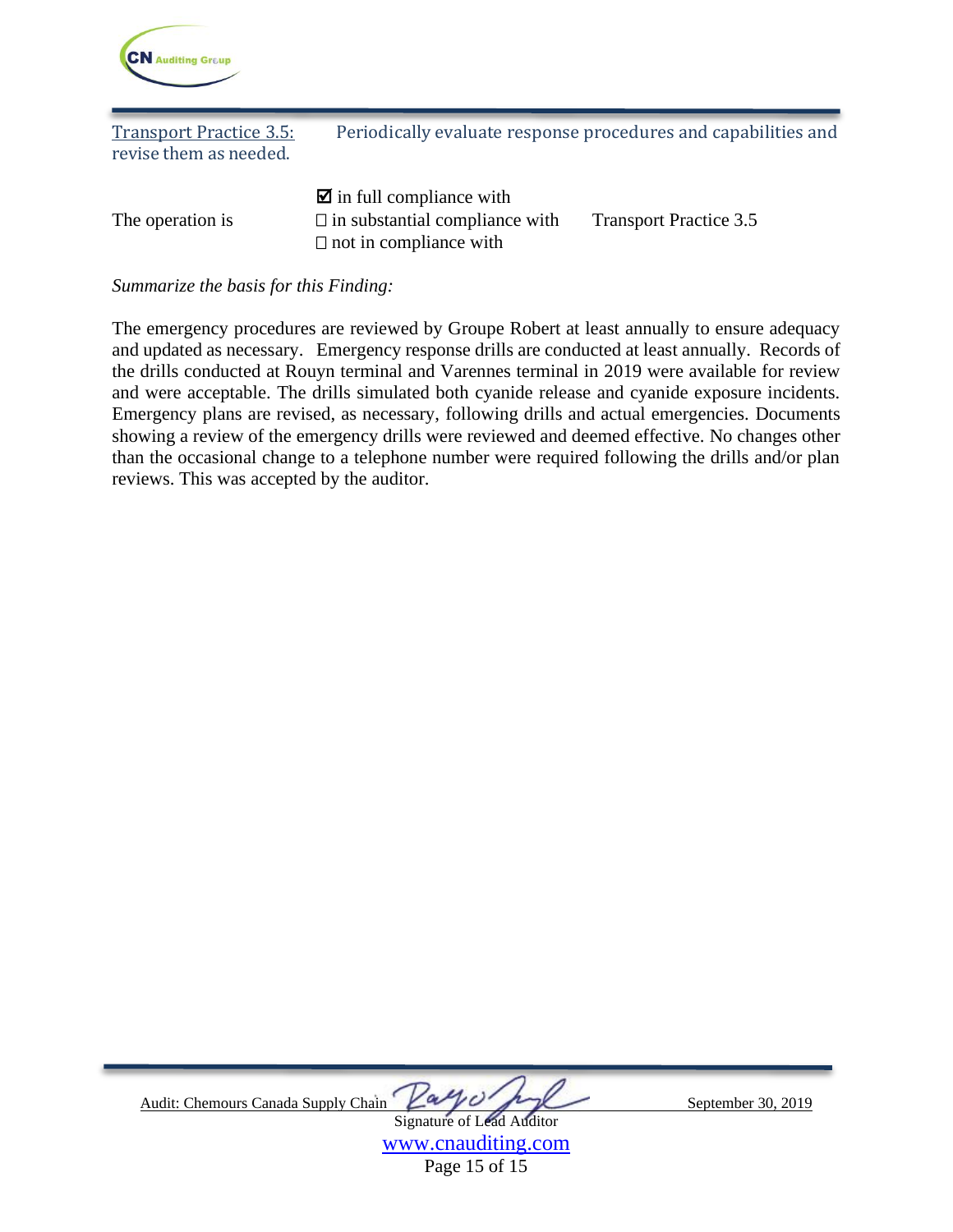Transport Practice 3.5: Periodically evaluate response procedures and capabilities and revise them as needed.

| | | |
|---|---|---|
| The operation is | ☑ in full compliance with<br>☐ in substantial compliance with<br>☐ not in compliance with | Transport Practice 3.5 |

*Summarize the basis for this Finding:*

The emergency procedures are reviewed by Groupe Robert at least annually to ensure adequacy and updated as necessary. Emergency response drills are conducted at least annually. Records of the drills conducted at Rouyn terminal and Varennes terminal in 2019 were available for review and were acceptable. The drills simulated both cyanide release and cyanide exposure incidents. Emergency plans are revised, as necessary, following drills and actual emergencies. Documents showing a review of the emergency drills were reviewed and deemed effective. No changes other than the occasional change to a telephone number were required following the drills and/or plan reviews. This was accepted by the auditor.